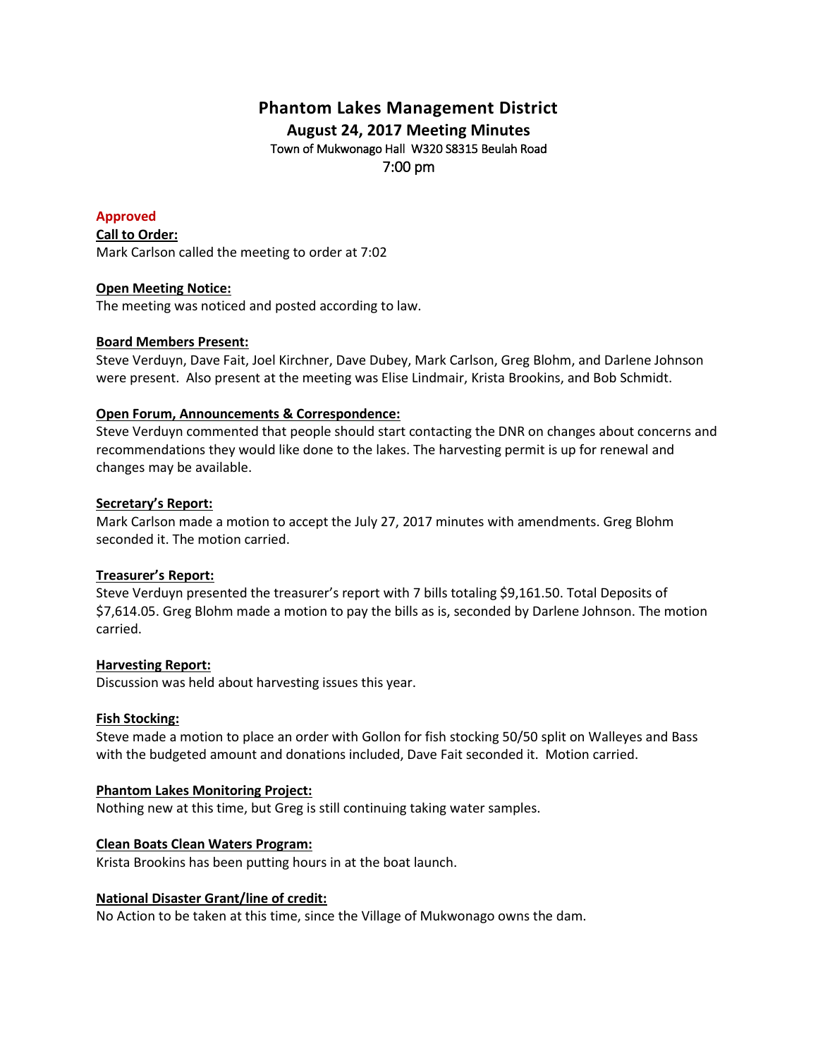# Phantom Lakes Management District

## August 24, 2017 Meeting Minutes

Town of Mukwonago Hall W320 S8315 Beulah Road

7:00 pm

**Approved**

**Call to Order:**

Mark Carlson called the meeting to order at 7:02

**Open Meeting Notice:**

The meeting was noticed and posted according to law.

**Board Members Present:**

Steve Verduyn, Dave Fait, Joel Kirchner, Dave Dubey, Mark Carlson, Greg Blohm, and Darlene Johnson were present. Also present at the meeting was Elise Lindmair, Krista Brookins, and Bob Schmidt.

**Open Forum, Announcements & Correspondence:**

Steve Verduyn commented that people should start contacting the DNR on changes about concerns and recommendations they would like done to the lakes. The harvesting permit is up for renewal and changes may be available.

**Secretary's Report:**

Mark Carlson made a motion to accept the July 27, 2017 minutes with amendments. Greg Blohm seconded it. The motion carried.

**Treasurer's Report:**

Steve Verduyn presented the treasurer's report with 7 bills totaling $9,161.50. Total Deposits of $7,614.05. Greg Blohm made a motion to pay the bills as is, seconded by Darlene Johnson. The motion carried.

**Harvesting Report:**

Discussion was held about harvesting issues this year.

**Fish Stocking:**

Steve made a motion to place an order with Gollon for fish stocking 50/50 split on Walleyes and Bass with the budgeted amount and donations included, Dave Fait seconded it. Motion carried.

**Phantom Lakes Monitoring Project:**

Nothing new at this time, but Greg is still continuing taking water samples.

**Clean Boats Clean Waters Program:**

Krista Brookins has been putting hours in at the boat launch.

**National Disaster Grant/line of credit:**

No Action to be taken at this time, since the Village of Mukwonago owns the dam.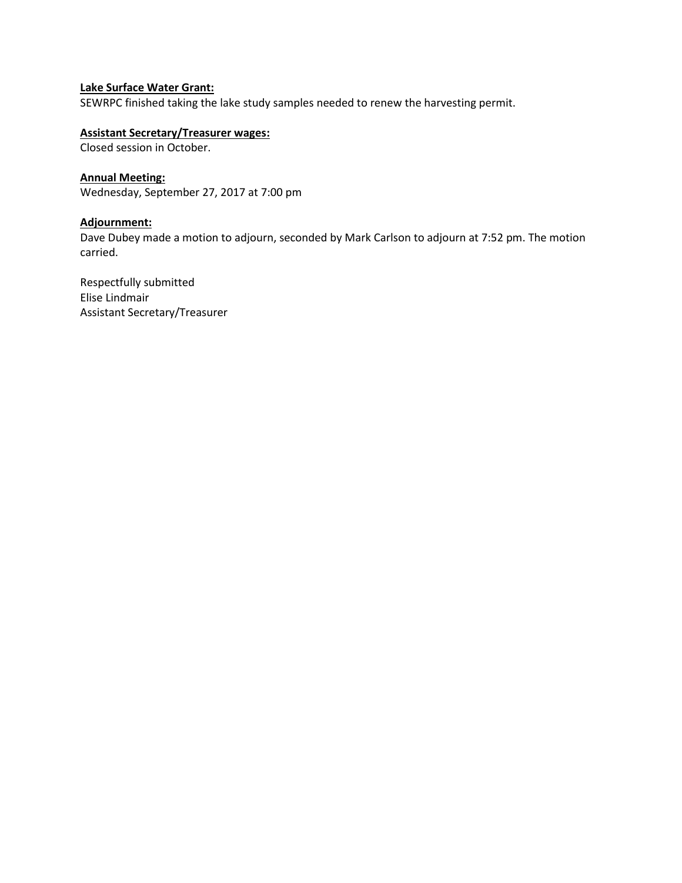**Lake Surface Water Grant:**
SEWRPC finished taking the lake study samples needed to renew the harvesting permit.

**Assistant Secretary/Treasurer wages:**
Closed session in October.

**Annual Meeting:**
Wednesday, September 27, 2017 at 7:00 pm

**Adjournment:**
Dave Dubey made a motion to adjourn, seconded by Mark Carlson to adjourn at 7:52 pm. The motion carried.

Respectfully submitted
Elise Lindmair
Assistant Secretary/Treasurer